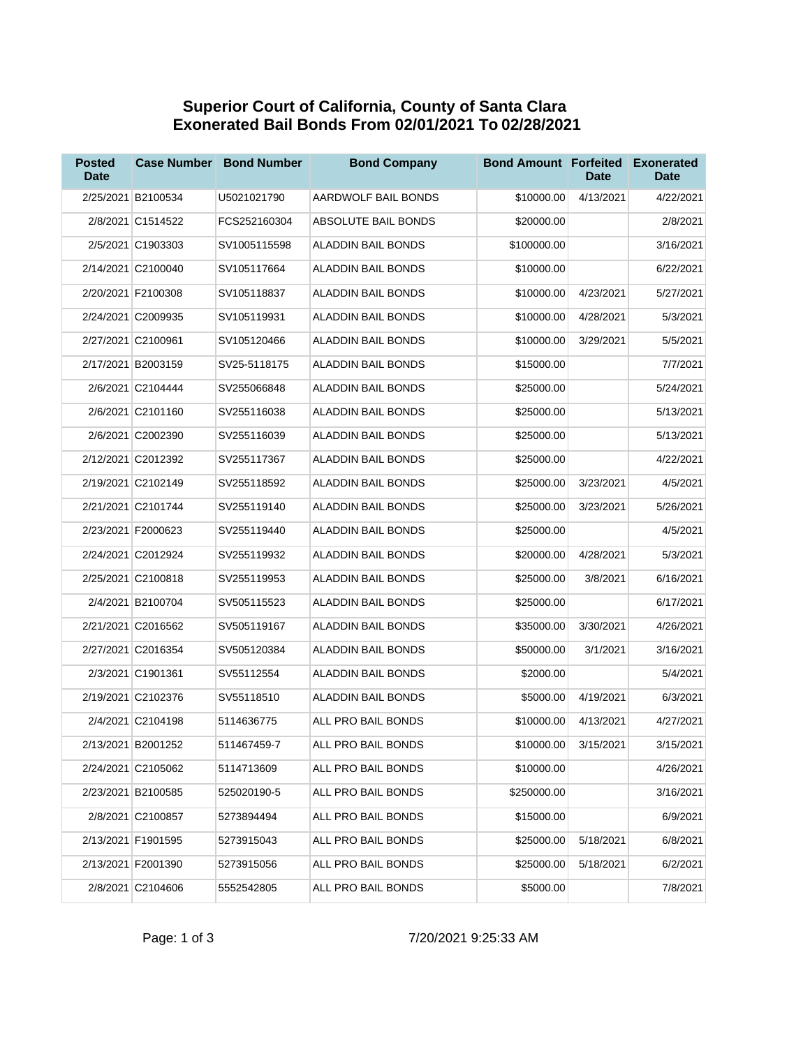## Superior Court of California, County of Santa Clara
## Exonerated Bail Bonds From 02/01/2021 To 02/28/2021

| Posted Date | Case Number | Bond Number | Bond Company | Bond Amount | Forfeited Date | Exonerated Date |
|---|---|---|---|---|---|---|
| 2/25/2021 | B2100534 | U5021021790 | AARDWOLF BAIL BONDS | $10000.00 | 4/13/2021 | 4/22/2021 |
| 2/8/2021 | C1514522 | FCS252160304 | ABSOLUTE BAIL BONDS | $20000.00 | | 2/8/2021 |
| 2/5/2021 | C1903303 | SV1005115598 | ALADDIN BAIL BONDS | $100000.00 | | 3/16/2021 |
| 2/14/2021 | C2100040 | SV105117664 | ALADDIN BAIL BONDS | $10000.00 | | 6/22/2021 |
| 2/20/2021 | F2100308 | SV105118837 | ALADDIN BAIL BONDS | $10000.00 | 4/23/2021 | 5/27/2021 |
| 2/24/2021 | C2009935 | SV105119931 | ALADDIN BAIL BONDS | $10000.00 | 4/28/2021 | 5/3/2021 |
| 2/27/2021 | C2100961 | SV105120466 | ALADDIN BAIL BONDS | $10000.00 | 3/29/2021 | 5/5/2021 |
| 2/17/2021 | B2003159 | SV25-5118175 | ALADDIN BAIL BONDS | $15000.00 | | 7/7/2021 |
| 2/6/2021 | C2104444 | SV255066848 | ALADDIN BAIL BONDS | $25000.00 | | 5/24/2021 |
| 2/6/2021 | C2101160 | SV255116038 | ALADDIN BAIL BONDS | $25000.00 | | 5/13/2021 |
| 2/6/2021 | C2002390 | SV255116039 | ALADDIN BAIL BONDS | $25000.00 | | 5/13/2021 |
| 2/12/2021 | C2012392 | SV255117367 | ALADDIN BAIL BONDS | $25000.00 | | 4/22/2021 |
| 2/19/2021 | C2102149 | SV255118592 | ALADDIN BAIL BONDS | $25000.00 | 3/23/2021 | 4/5/2021 |
| 2/21/2021 | C2101744 | SV255119140 | ALADDIN BAIL BONDS | $25000.00 | 3/23/2021 | 5/26/2021 |
| 2/23/2021 | F2000623 | SV255119440 | ALADDIN BAIL BONDS | $25000.00 | | 4/5/2021 |
| 2/24/2021 | C2012924 | SV255119932 | ALADDIN BAIL BONDS | $20000.00 | 4/28/2021 | 5/3/2021 |
| 2/25/2021 | C2100818 | SV255119953 | ALADDIN BAIL BONDS | $25000.00 | 3/8/2021 | 6/16/2021 |
| 2/4/2021 | B2100704 | SV505115523 | ALADDIN BAIL BONDS | $25000.00 | | 6/17/2021 |
| 2/21/2021 | C2016562 | SV505119167 | ALADDIN BAIL BONDS | $35000.00 | 3/30/2021 | 4/26/2021 |
| 2/27/2021 | C2016354 | SV505120384 | ALADDIN BAIL BONDS | $50000.00 | 3/1/2021 | 3/16/2021 |
| 2/3/2021 | C1901361 | SV55112554 | ALADDIN BAIL BONDS | $2000.00 | | 5/4/2021 |
| 2/19/2021 | C2102376 | SV55118510 | ALADDIN BAIL BONDS | $5000.00 | 4/19/2021 | 6/3/2021 |
| 2/4/2021 | C2104198 | 5114636775 | ALL PRO BAIL BONDS | $10000.00 | 4/13/2021 | 4/27/2021 |
| 2/13/2021 | B2001252 | 511467459-7 | ALL PRO BAIL BONDS | $10000.00 | 3/15/2021 | 3/15/2021 |
| 2/24/2021 | C2105062 | 5114713609 | ALL PRO BAIL BONDS | $10000.00 | | 4/26/2021 |
| 2/23/2021 | B2100585 | 525020190-5 | ALL PRO BAIL BONDS | $250000.00 | | 3/16/2021 |
| 2/8/2021 | C2100857 | 5273894494 | ALL PRO BAIL BONDS | $15000.00 | | 6/9/2021 |
| 2/13/2021 | F1901595 | 5273915043 | ALL PRO BAIL BONDS | $25000.00 | 5/18/2021 | 6/8/2021 |
| 2/13/2021 | F2001390 | 5273915056 | ALL PRO BAIL BONDS | $25000.00 | 5/18/2021 | 6/2/2021 |
| 2/8/2021 | C2104606 | 5552542805 | ALL PRO BAIL BONDS | $5000.00 | | 7/8/2021 |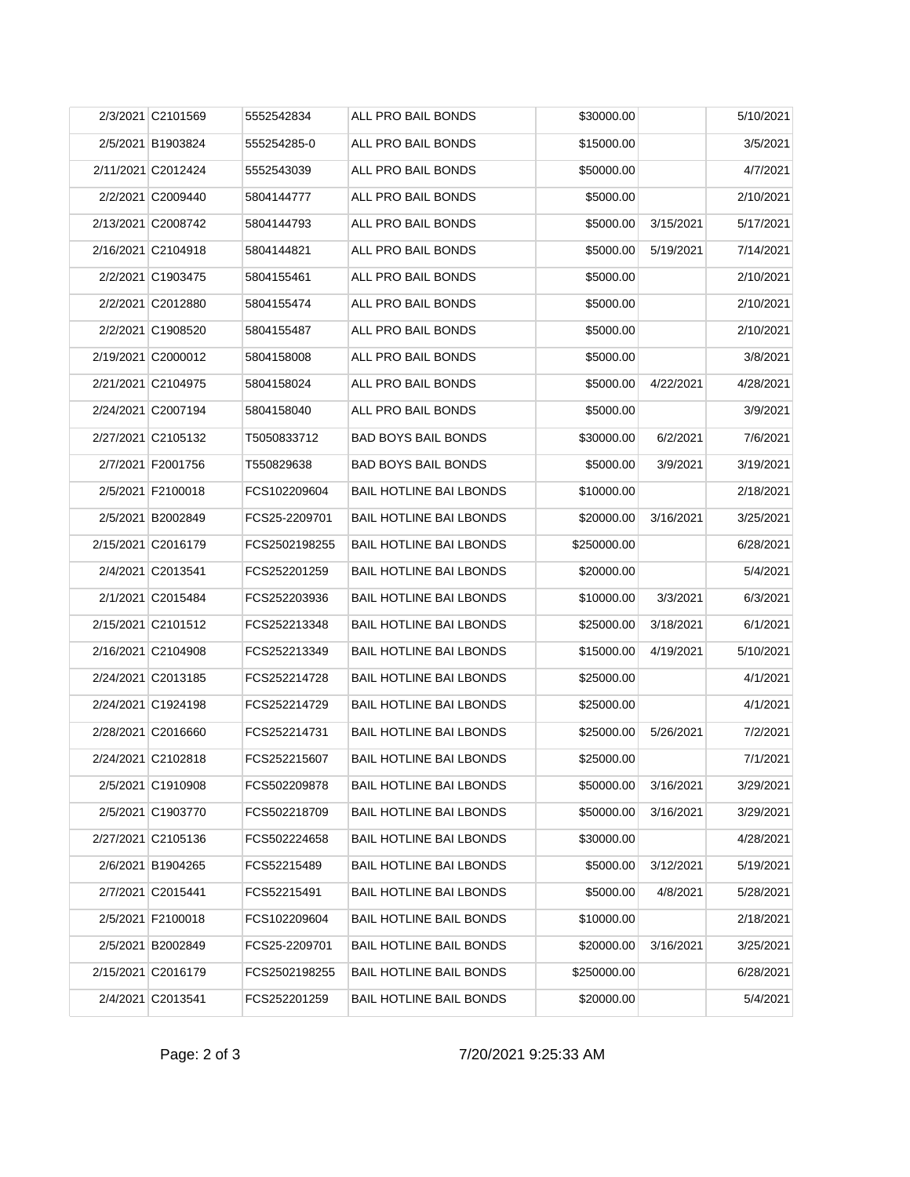| | | | | | | |
|---|---|---|---|---|---|---|
| 2/3/2021 | C2101569 | 5552542834 | ALL PRO BAIL BONDS | $30000.00 | | 5/10/2021 |
| 2/5/2021 | B1903824 | 555254285-0 | ALL PRO BAIL BONDS | $15000.00 | | 3/5/2021 |
| 2/11/2021 | C2012424 | 5552543039 | ALL PRO BAIL BONDS | $50000.00 | | 4/7/2021 |
| 2/2/2021 | C2009440 | 5804144777 | ALL PRO BAIL BONDS | $5000.00 | | 2/10/2021 |
| 2/13/2021 | C2008742 | 5804144793 | ALL PRO BAIL BONDS | $5000.00 | 3/15/2021 | 5/17/2021 |
| 2/16/2021 | C2104918 | 5804144821 | ALL PRO BAIL BONDS | $5000.00 | 5/19/2021 | 7/14/2021 |
| 2/2/2021 | C1903475 | 5804155461 | ALL PRO BAIL BONDS | $5000.00 | | 2/10/2021 |
| 2/2/2021 | C2012880 | 5804155474 | ALL PRO BAIL BONDS | $5000.00 | | 2/10/2021 |
| 2/2/2021 | C1908520 | 5804155487 | ALL PRO BAIL BONDS | $5000.00 | | 2/10/2021 |
| 2/19/2021 | C2000012 | 5804158008 | ALL PRO BAIL BONDS | $5000.00 | | 3/8/2021 |
| 2/21/2021 | C2104975 | 5804158024 | ALL PRO BAIL BONDS | $5000.00 | 4/22/2021 | 4/28/2021 |
| 2/24/2021 | C2007194 | 5804158040 | ALL PRO BAIL BONDS | $5000.00 | | 3/9/2021 |
| 2/27/2021 | C2105132 | T5050833712 | BAD BOYS BAIL BONDS | $30000.00 | 6/2/2021 | 7/6/2021 |
| 2/7/2021 | F2001756 | T550829638 | BAD BOYS BAIL BONDS | $5000.00 | 3/9/2021 | 3/19/2021 |
| 2/5/2021 | F2100018 | FCS102209604 | BAIL HOTLINE BAI LBONDS | $10000.00 | | 2/18/2021 |
| 2/5/2021 | B2002849 | FCS25-2209701 | BAIL HOTLINE BAI LBONDS | $20000.00 | 3/16/2021 | 3/25/2021 |
| 2/15/2021 | C2016179 | FCS2502198255 | BAIL HOTLINE BAI LBONDS | $250000.00 | | 6/28/2021 |
| 2/4/2021 | C2013541 | FCS252201259 | BAIL HOTLINE BAI LBONDS | $20000.00 | | 5/4/2021 |
| 2/1/2021 | C2015484 | FCS252203936 | BAIL HOTLINE BAI LBONDS | $10000.00 | 3/3/2021 | 6/3/2021 |
| 2/15/2021 | C2101512 | FCS252213348 | BAIL HOTLINE BAI LBONDS | $25000.00 | 3/18/2021 | 6/1/2021 |
| 2/16/2021 | C2104908 | FCS252213349 | BAIL HOTLINE BAI LBONDS | $15000.00 | 4/19/2021 | 5/10/2021 |
| 2/24/2021 | C2013185 | FCS252214728 | BAIL HOTLINE BAI LBONDS | $25000.00 | | 4/1/2021 |
| 2/24/2021 | C1924198 | FCS252214729 | BAIL HOTLINE BAI LBONDS | $25000.00 | | 4/1/2021 |
| 2/28/2021 | C2016660 | FCS252214731 | BAIL HOTLINE BAI LBONDS | $25000.00 | 5/26/2021 | 7/2/2021 |
| 2/24/2021 | C2102818 | FCS252215607 | BAIL HOTLINE BAI LBONDS | $25000.00 | | 7/1/2021 |
| 2/5/2021 | C1910908 | FCS502209878 | BAIL HOTLINE BAI LBONDS | $50000.00 | 3/16/2021 | 3/29/2021 |
| 2/5/2021 | C1903770 | FCS502218709 | BAIL HOTLINE BAI LBONDS | $50000.00 | 3/16/2021 | 3/29/2021 |
| 2/27/2021 | C2105136 | FCS502224658 | BAIL HOTLINE BAI LBONDS | $30000.00 | | 4/28/2021 |
| 2/6/2021 | B1904265 | FCS52215489 | BAIL HOTLINE BAI LBONDS | $5000.00 | 3/12/2021 | 5/19/2021 |
| 2/7/2021 | C2015441 | FCS52215491 | BAIL HOTLINE BAI LBONDS | $5000.00 | 4/8/2021 | 5/28/2021 |
| 2/5/2021 | F2100018 | FCS102209604 | BAIL HOTLINE BAIL BONDS | $10000.00 | | 2/18/2021 |
| 2/5/2021 | B2002849 | FCS25-2209701 | BAIL HOTLINE BAIL BONDS | $20000.00 | 3/16/2021 | 3/25/2021 |
| 2/15/2021 | C2016179 | FCS2502198255 | BAIL HOTLINE BAIL BONDS | $250000.00 | | 6/28/2021 |
| 2/4/2021 | C2013541 | FCS252201259 | BAIL HOTLINE BAIL BONDS | $20000.00 | | 5/4/2021 |

7/20/2021 9:25:33 AM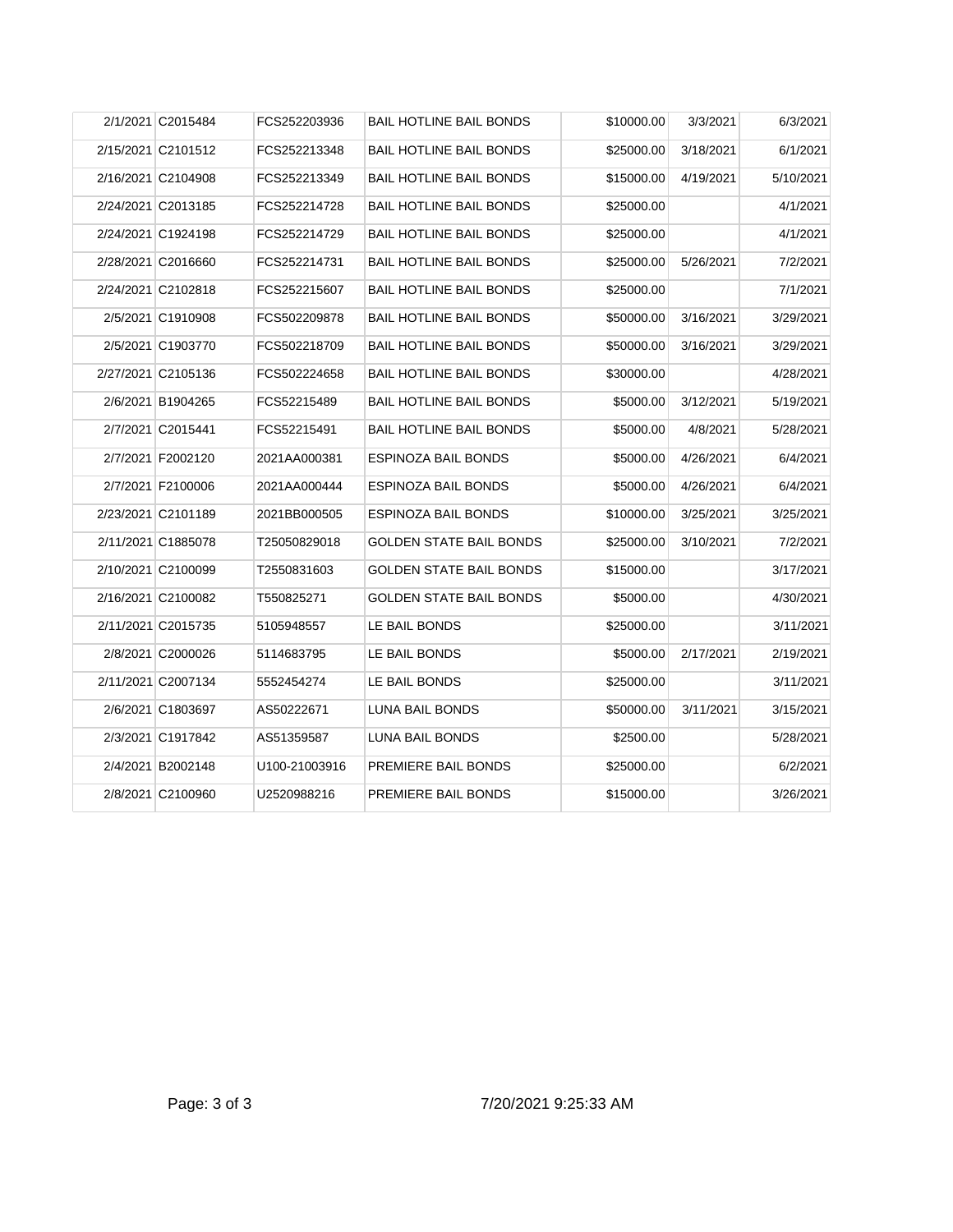| | | | | | | |
|---|---|---|---|---|---|---|
| 2/1/2021 | C2015484 | FCS252203936 | BAIL HOTLINE BAIL BONDS | $10000.00 | 3/3/2021 | 6/3/2021 |
| 2/15/2021 | C2101512 | FCS252213348 | BAIL HOTLINE BAIL BONDS | $25000.00 | 3/18/2021 | 6/1/2021 |
| 2/16/2021 | C2104908 | FCS252213349 | BAIL HOTLINE BAIL BONDS | $15000.00 | 4/19/2021 | 5/10/2021 |
| 2/24/2021 | C2013185 | FCS252214728 | BAIL HOTLINE BAIL BONDS | $25000.00 | | 4/1/2021 |
| 2/24/2021 | C1924198 | FCS252214729 | BAIL HOTLINE BAIL BONDS | $25000.00 | | 4/1/2021 |
| 2/28/2021 | C2016660 | FCS252214731 | BAIL HOTLINE BAIL BONDS | $25000.00 | 5/26/2021 | 7/2/2021 |
| 2/24/2021 | C2102818 | FCS252215607 | BAIL HOTLINE BAIL BONDS | $25000.00 | | 7/1/2021 |
| 2/5/2021 | C1910908 | FCS502209878 | BAIL HOTLINE BAIL BONDS | $50000.00 | 3/16/2021 | 3/29/2021 |
| 2/5/2021 | C1903770 | FCS502218709 | BAIL HOTLINE BAIL BONDS | $50000.00 | 3/16/2021 | 3/29/2021 |
| 2/27/2021 | C2105136 | FCS502224658 | BAIL HOTLINE BAIL BONDS | $30000.00 | | 4/28/2021 |
| 2/6/2021 | B1904265 | FCS52215489 | BAIL HOTLINE BAIL BONDS | $5000.00 | 3/12/2021 | 5/19/2021 |
| 2/7/2021 | C2015441 | FCS52215491 | BAIL HOTLINE BAIL BONDS | $5000.00 | 4/8/2021 | 5/28/2021 |
| 2/7/2021 | F2002120 | 2021AA000381 | ESPINOZA BAIL BONDS | $5000.00 | 4/26/2021 | 6/4/2021 |
| 2/7/2021 | F2100006 | 2021AA000444 | ESPINOZA BAIL BONDS | $5000.00 | 4/26/2021 | 6/4/2021 |
| 2/23/2021 | C2101189 | 2021BB000505 | ESPINOZA BAIL BONDS | $10000.00 | 3/25/2021 | 3/25/2021 |
| 2/11/2021 | C1885078 | T25050829018 | GOLDEN STATE BAIL BONDS | $25000.00 | 3/10/2021 | 7/2/2021 |
| 2/10/2021 | C2100099 | T2550831603 | GOLDEN STATE BAIL BONDS | $15000.00 | | 3/17/2021 |
| 2/16/2021 | C2100082 | T550825271 | GOLDEN STATE BAIL BONDS | $5000.00 | | 4/30/2021 |
| 2/11/2021 | C2015735 | 5105948557 | LE BAIL BONDS | $25000.00 | | 3/11/2021 |
| 2/8/2021 | C2000026 | 5114683795 | LE BAIL BONDS | $5000.00 | 2/17/2021 | 2/19/2021 |
| 2/11/2021 | C2007134 | 5552454274 | LE BAIL BONDS | $25000.00 | | 3/11/2021 |
| 2/6/2021 | C1803697 | AS50222671 | LUNA BAIL BONDS | $50000.00 | 3/11/2021 | 3/15/2021 |
| 2/3/2021 | C1917842 | AS51359587 | LUNA BAIL BONDS | $2500.00 | | 5/28/2021 |
| 2/4/2021 | B2002148 | U100-21003916 | PREMIERE BAIL BONDS | $25000.00 | | 6/2/2021 |
| 2/8/2021 | C2100960 | U2520988216 | PREMIERE BAIL BONDS | $15000.00 | | 3/26/2021 |

7/20/2021 9:25:33 AM